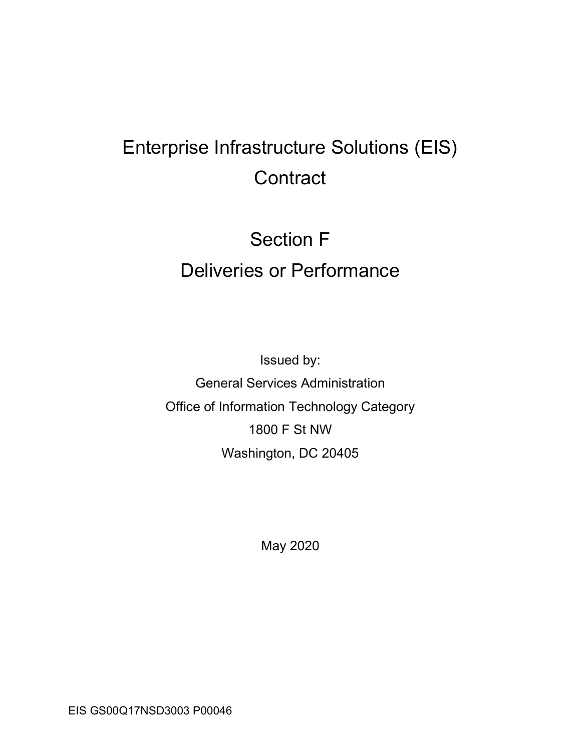# Enterprise Infrastructure Solutions (EIS) Contract

# Section F
# Deliveries or Performance

Issued by:
General Services Administration
Office of Information Technology Category
1800 F St NW
Washington, DC 20405

May 2020

EIS GS00Q17NSD3003 P00046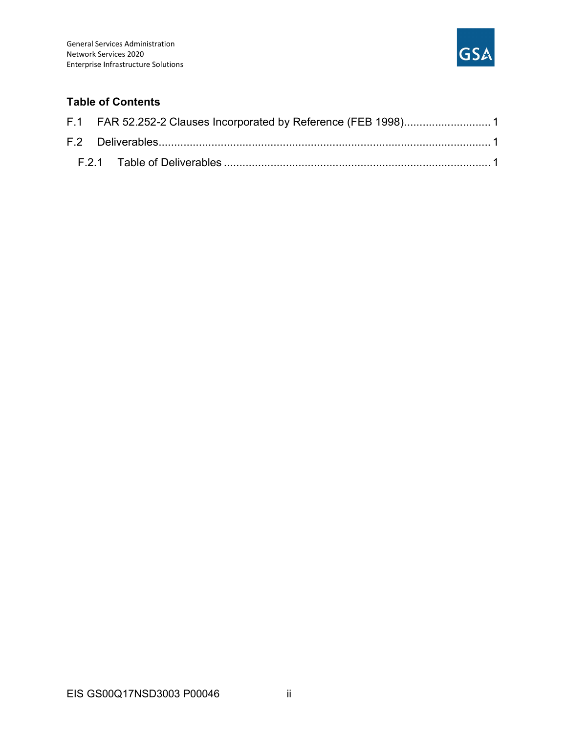## Table of Contents

F.1 FAR 52.252-2 Clauses Incorporated by Reference (FEB 1998)............................ 1

F.2 Deliverables............................................................................................................ 1

  F.2.1 Table of Deliverables ..................................................................................... 1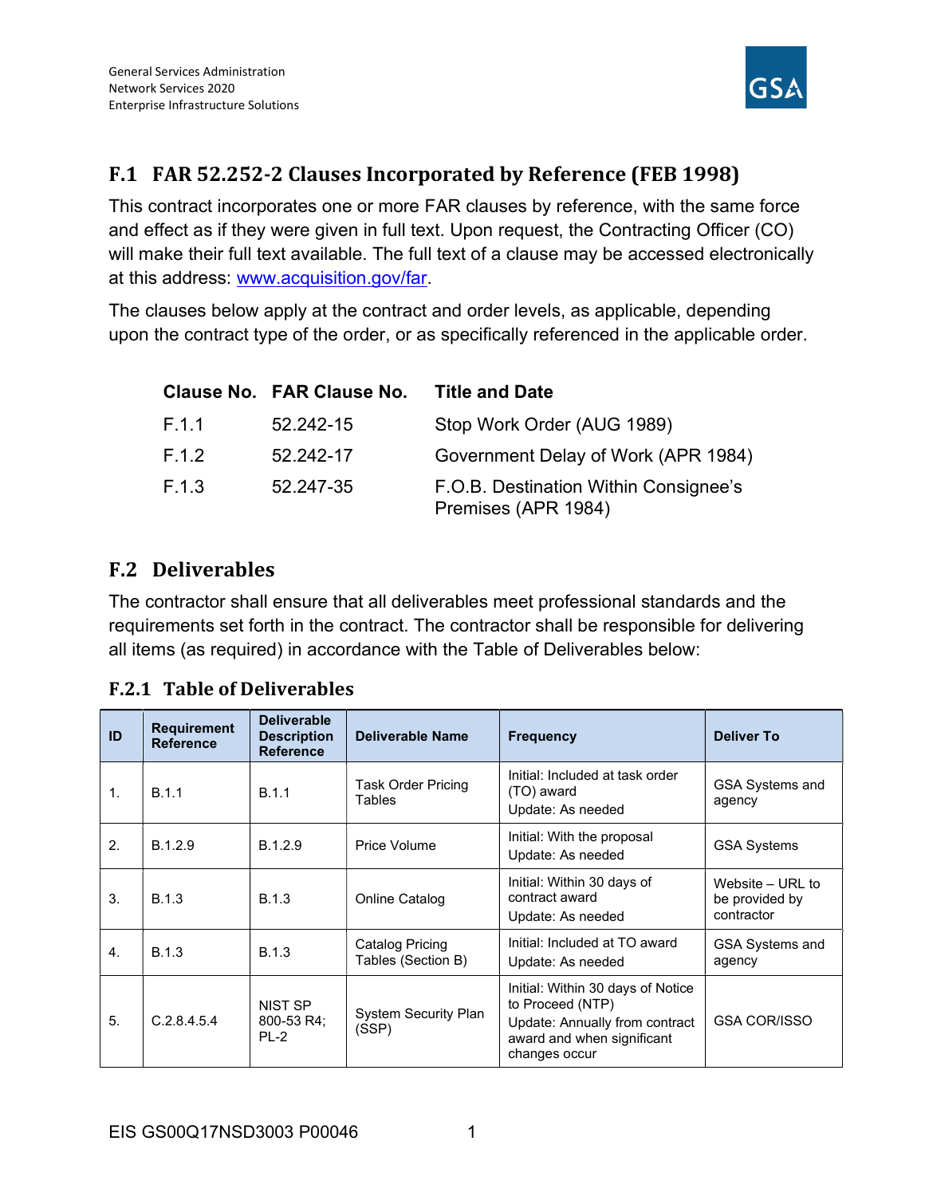## F.1 FAR 52.252-2 Clauses Incorporated by Reference (FEB 1998)

This contract incorporates one or more FAR clauses by reference, with the same force and effect as if they were given in full text. Upon request, the Contracting Officer (CO) will make their full text available. The full text of a clause may be accessed electronically at this address: www.acquisition.gov/far.

The clauses below apply at the contract and order levels, as applicable, depending upon the contract type of the order, or as specifically referenced in the applicable order.

| Clause No. | FAR Clause No. | Title and Date |
|---|---|---|
| F.1.1 | 52.242-15 | Stop Work Order (AUG 1989) |
| F.1.2 | 52.242-17 | Government Delay of Work (APR 1984) |
| F.1.3 | 52.247-35 | F.O.B. Destination Within Consignee's Premises (APR 1984) |

## F.2 Deliverables

The contractor shall ensure that all deliverables meet professional standards and the requirements set forth in the contract. The contractor shall be responsible for delivering all items (as required) in accordance with the Table of Deliverables below:

### F.2.1 Table of Deliverables

| ID | Requirement Reference | Deliverable Description Reference | Deliverable Name | Frequency | Deliver To |
|---|---|---|---|---|---|
| 1. | B.1.1 | B.1.1 | Task Order Pricing Tables | Initial: Included at task order (TO) award<br>Update: As needed | GSA Systems and agency |
| 2. | B.1.2.9 | B.1.2.9 | Price Volume | Initial: With the proposal<br>Update: As needed | GSA Systems |
| 3. | B.1.3 | B.1.3 | Online Catalog | Initial: Within 30 days of contract award<br>Update: As needed | Website – URL to be provided by contractor |
| 4. | B.1.3 | B.1.3 | Catalog Pricing Tables (Section B) | Initial: Included at TO award<br>Update: As needed | GSA Systems and agency |
| 5. | C.2.8.4.5.4 | NIST SP 800-53 R4; PL-2 | System Security Plan (SSP) | Initial: Within 30 days of Notice to Proceed (NTP)<br>Update: Annually from contract award and when significant changes occur | GSA COR/ISSO |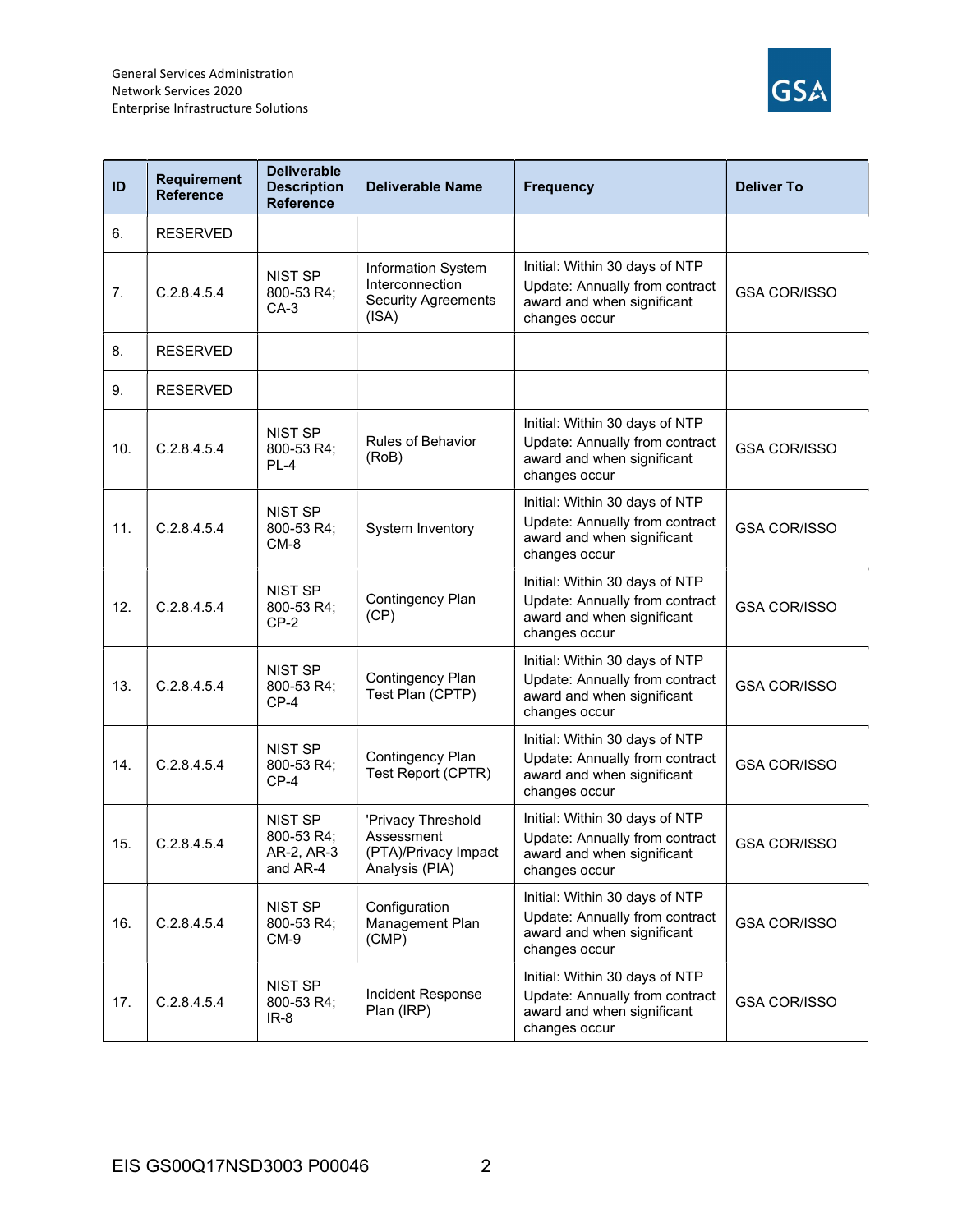| ID | Requirement Reference | Deliverable Description Reference | Deliverable Name | Frequency | Deliver To |
|---|---|---|---|---|---|
| 6. | RESERVED | | | | |
| 7. | C.2.8.4.5.4 | NIST SP 800-53 R4; CA-3 | Information System Interconnection Security Agreements (ISA) | Initial: Within 30 days of NTP Update: Annually from contract award and when significant changes occur | GSA COR/ISSO |
| 8. | RESERVED | | | | |
| 9. | RESERVED | | | | |
| 10. | C.2.8.4.5.4 | NIST SP 800-53 R4; PL-4 | Rules of Behavior (RoB) | Initial: Within 30 days of NTP Update: Annually from contract award and when significant changes occur | GSA COR/ISSO |
| 11. | C.2.8.4.5.4 | NIST SP 800-53 R4; CM-8 | System Inventory | Initial: Within 30 days of NTP Update: Annually from contract award and when significant changes occur | GSA COR/ISSO |
| 12. | C.2.8.4.5.4 | NIST SP 800-53 R4; CP-2 | Contingency Plan (CP) | Initial: Within 30 days of NTP Update: Annually from contract award and when significant changes occur | GSA COR/ISSO |
| 13. | C.2.8.4.5.4 | NIST SP 800-53 R4; CP-4 | Contingency Plan Test Plan (CPTP) | Initial: Within 30 days of NTP Update: Annually from contract award and when significant changes occur | GSA COR/ISSO |
| 14. | C.2.8.4.5.4 | NIST SP 800-53 R4; CP-4 | Contingency Plan Test Report (CPTR) | Initial: Within 30 days of NTP Update: Annually from contract award and when significant changes occur | GSA COR/ISSO |
| 15. | C.2.8.4.5.4 | NIST SP 800-53 R4; AR-2, AR-3 and AR-4 | 'Privacy Threshold Assessment (PTA)/Privacy Impact Analysis (PIA) | Initial: Within 30 days of NTP Update: Annually from contract award and when significant changes occur | GSA COR/ISSO |
| 16. | C.2.8.4.5.4 | NIST SP 800-53 R4; CM-9 | Configuration Management Plan (CMP) | Initial: Within 30 days of NTP Update: Annually from contract award and when significant changes occur | GSA COR/ISSO |
| 17. | C.2.8.4.5.4 | NIST SP 800-53 R4; IR-8 | Incident Response Plan (IRP) | Initial: Within 30 days of NTP Update: Annually from contract award and when significant changes occur | GSA COR/ISSO |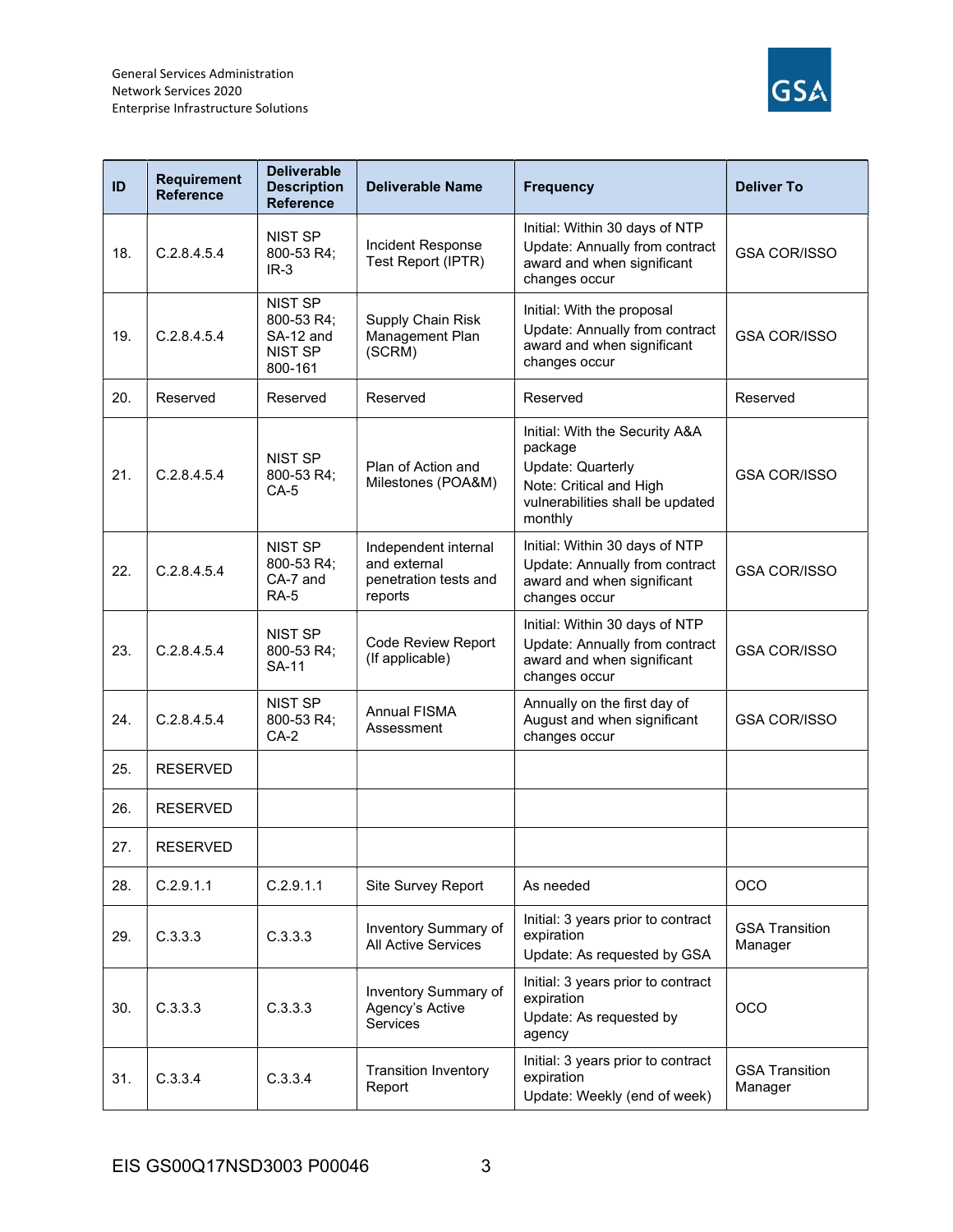| ID | Requirement Reference | Deliverable Description Reference | Deliverable Name | Frequency | Deliver To |
|---|---|---|---|---|---|
| 18. | C.2.8.4.5.4 | NIST SP 800-53 R4; IR-3 | Incident Response Test Report (IPTR) | Initial: Within 30 days of NTP<br>Update: Annually from contract award and when significant changes occur | GSA COR/ISSO |
| 19. | C.2.8.4.5.4 | NIST SP 800-53 R4; SA-12 and NIST SP 800-161 | Supply Chain Risk Management Plan (SCRM) | Initial: With the proposal<br>Update: Annually from contract award and when significant changes occur | GSA COR/ISSO |
| 20. | Reserved | Reserved | Reserved | Reserved | Reserved |
| 21. | C.2.8.4.5.4 | NIST SP 800-53 R4; CA-5 | Plan of Action and Milestones (POA&M) | Initial: With the Security A&A package<br>Update: Quarterly<br>Note: Critical and High vulnerabilities shall be updated monthly | GSA COR/ISSO |
| 22. | C.2.8.4.5.4 | NIST SP 800-53 R4; CA-7 and RA-5 | Independent internal and external penetration tests and reports | Initial: Within 30 days of NTP<br>Update: Annually from contract award and when significant changes occur | GSA COR/ISSO |
| 23. | C.2.8.4.5.4 | NIST SP 800-53 R4; SA-11 | Code Review Report (If applicable) | Initial: Within 30 days of NTP<br>Update: Annually from contract award and when significant changes occur | GSA COR/ISSO |
| 24. | C.2.8.4.5.4 | NIST SP 800-53 R4; CA-2 | Annual FISMA Assessment | Annually on the first day of August and when significant changes occur | GSA COR/ISSO |
| 25. | RESERVED | | | | |
| 26. | RESERVED | | | | |
| 27. | RESERVED | | | | |
| 28. | C.2.9.1.1 | C.2.9.1.1 | Site Survey Report | As needed | OCO |
| 29. | C.3.3.3 | C.3.3.3 | Inventory Summary of All Active Services | Initial: 3 years prior to contract expiration<br>Update: As requested by GSA | GSA Transition Manager |
| 30. | C.3.3.3 | C.3.3.3 | Inventory Summary of Agency's Active Services | Initial: 3 years prior to contract expiration<br>Update: As requested by agency | OCO |
| 31. | C.3.3.4 | C.3.3.4 | Transition Inventory Report | Initial: 3 years prior to contract expiration<br>Update: Weekly (end of week) | GSA Transition Manager |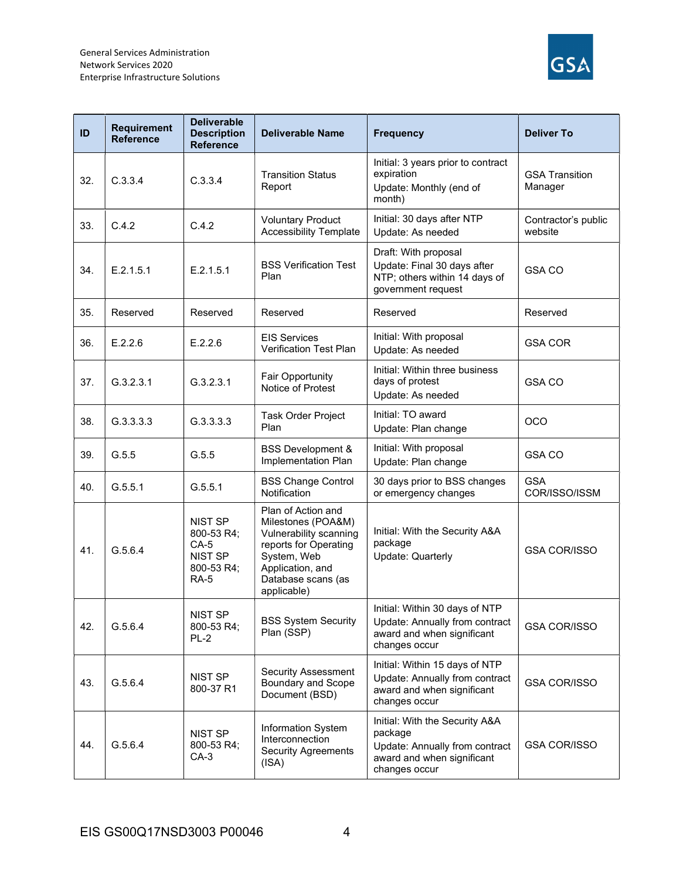| ID | Requirement Reference | Deliverable Description Reference | Deliverable Name | Frequency | Deliver To |
|---|---|---|---|---|---|
| 32. | C.3.3.4 | C.3.3.4 | Transition Status Report | Initial: 3 years prior to contract expiration<br>Update: Monthly (end of month) | GSA Transition Manager |
| 33. | C.4.2 | C.4.2 | Voluntary Product Accessibility Template | Initial: 30 days after NTP<br>Update: As needed | Contractor's public website |
| 34. | E.2.1.5.1 | E.2.1.5.1 | BSS Verification Test Plan | Draft: With proposal<br>Update: Final 30 days after NTP; others within 14 days of government request | GSA CO |
| 35. | Reserved | Reserved | Reserved | Reserved | Reserved |
| 36. | E.2.2.6 | E.2.2.6 | EIS Services Verification Test Plan | Initial: With proposal<br>Update: As needed | GSA COR |
| 37. | G.3.2.3.1 | G.3.2.3.1 | Fair Opportunity Notice of Protest | Initial: Within three business days of protest<br>Update: As needed | GSA CO |
| 38. | G.3.3.3.3 | G.3.3.3.3 | Task Order Project Plan | Initial: TO award<br>Update: Plan change | OCO |
| 39. | G.5.5 | G.5.5 | BSS Development & Implementation Plan | Initial: With proposal<br>Update: Plan change | GSA CO |
| 40. | G.5.5.1 | G.5.5.1 | BSS Change Control Notification | 30 days prior to BSS changes or emergency changes | GSA COR/ISSO/ISSM |
| 41. | G.5.6.4 | NIST SP 800-53 R4; CA-5 NIST SP 800-53 R4; RA-5 | Plan of Action and Milestones (POA&M) Vulnerability scanning reports for Operating System, Web Application, and Database scans (as applicable) | Initial: With the Security A&A package<br>Update: Quarterly | GSA COR/ISSO |
| 42. | G.5.6.4 | NIST SP 800-53 R4; PL-2 | BSS System Security Plan (SSP) | Initial: Within 30 days of NTP<br>Update: Annually from contract award and when significant changes occur | GSA COR/ISSO |
| 43. | G.5.6.4 | NIST SP 800-37 R1 | Security Assessment Boundary and Scope Document (BSD) | Initial: Within 15 days of NTP<br>Update: Annually from contract award and when significant changes occur | GSA COR/ISSO |
| 44. | G.5.6.4 | NIST SP 800-53 R4; CA-3 | Information System Interconnection Security Agreements (ISA) | Initial: With the Security A&A package<br>Update: Annually from contract award and when significant changes occur | GSA COR/ISSO |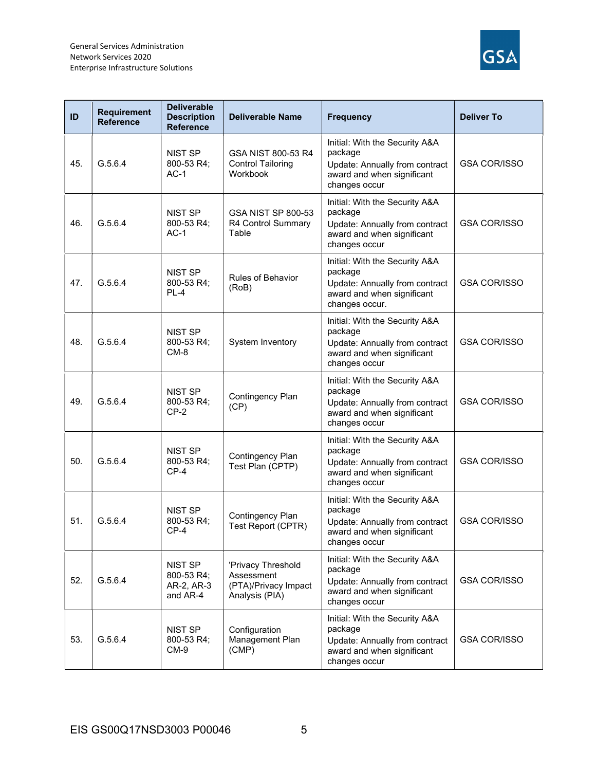| ID | Requirement Reference | Deliverable Description Reference | Deliverable Name | Frequency | Deliver To |
|---|---|---|---|---|---|
| 45. | G.5.6.4 | NIST SP 800-53 R4; AC-1 | GSA NIST 800-53 R4 Control Tailoring Workbook | Initial: With the Security A&A package<br>Update: Annually from contract award and when significant changes occur | GSA COR/ISSO |
| 46. | G.5.6.4 | NIST SP 800-53 R4; AC-1 | GSA NIST SP 800-53 R4 Control Summary Table | Initial: With the Security A&A package<br>Update: Annually from contract award and when significant changes occur | GSA COR/ISSO |
| 47. | G.5.6.4 | NIST SP 800-53 R4; PL-4 | Rules of Behavior (RoB) | Initial: With the Security A&A package<br>Update: Annually from contract award and when significant changes occur. | GSA COR/ISSO |
| 48. | G.5.6.4 | NIST SP 800-53 R4; CM-8 | System Inventory | Initial: With the Security A&A package<br>Update: Annually from contract award and when significant changes occur | GSA COR/ISSO |
| 49. | G.5.6.4 | NIST SP 800-53 R4; CP-2 | Contingency Plan (CP) | Initial: With the Security A&A package<br>Update: Annually from contract award and when significant changes occur | GSA COR/ISSO |
| 50. | G.5.6.4 | NIST SP 800-53 R4; CP-4 | Contingency Plan Test Plan (CPTP) | Initial: With the Security A&A package<br>Update: Annually from contract award and when significant changes occur | GSA COR/ISSO |
| 51. | G.5.6.4 | NIST SP 800-53 R4; CP-4 | Contingency Plan Test Report (CPTR) | Initial: With the Security A&A package<br>Update: Annually from contract award and when significant changes occur | GSA COR/ISSO |
| 52. | G.5.6.4 | NIST SP 800-53 R4; AR-2, AR-3 and AR-4 | 'Privacy Threshold Assessment (PTA)/Privacy Impact Analysis (PIA) | Initial: With the Security A&A package<br>Update: Annually from contract award and when significant changes occur | GSA COR/ISSO |
| 53. | G.5.6.4 | NIST SP 800-53 R4; CM-9 | Configuration Management Plan (CMP) | Initial: With the Security A&A package<br>Update: Annually from contract award and when significant changes occur | GSA COR/ISSO |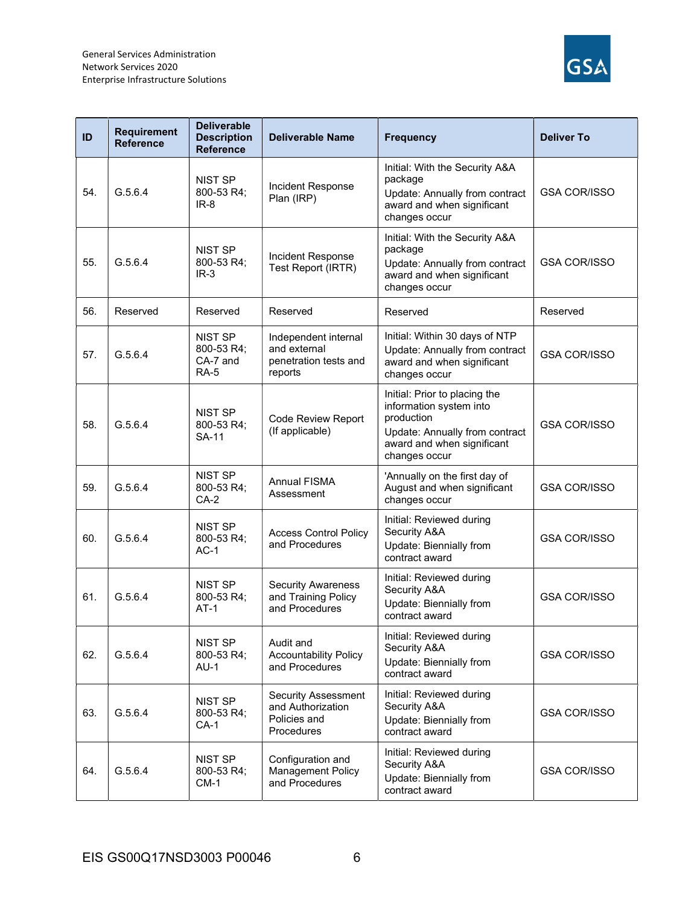| ID | Requirement Reference | Deliverable Description Reference | Deliverable Name | Frequency | Deliver To |
|---|---|---|---|---|---|
| 54. | G.5.6.4 | NIST SP 800-53 R4; IR-8 | Incident Response Plan (IRP) | Initial: With the Security A&A package<br>Update: Annually from contract award and when significant changes occur | GSA COR/ISSO |
| 55. | G.5.6.4 | NIST SP 800-53 R4; IR-3 | Incident Response Test Report (IRTR) | Initial: With the Security A&A package<br>Update: Annually from contract award and when significant changes occur | GSA COR/ISSO |
| 56. | Reserved | Reserved | Reserved | Reserved | Reserved |
| 57. | G.5.6.4 | NIST SP 800-53 R4; CA-7 and RA-5 | Independent internal and external penetration tests and reports | Initial: Within 30 days of NTP<br>Update: Annually from contract award and when significant changes occur | GSA COR/ISSO |
| 58. | G.5.6.4 | NIST SP 800-53 R4; SA-11 | Code Review Report (If applicable) | Initial: Prior to placing the information system into production<br>Update: Annually from contract award and when significant changes occur | GSA COR/ISSO |
| 59. | G.5.6.4 | NIST SP 800-53 R4; CA-2 | Annual FISMA Assessment | 'Annually on the first day of August and when significant changes occur | GSA COR/ISSO |
| 60. | G.5.6.4 | NIST SP 800-53 R4; AC-1 | Access Control Policy and Procedures | Initial: Reviewed during Security A&A<br>Update: Biennially from contract award | GSA COR/ISSO |
| 61. | G.5.6.4 | NIST SP 800-53 R4; AT-1 | Security Awareness and Training Policy and Procedures | Initial: Reviewed during Security A&A<br>Update: Biennially from contract award | GSA COR/ISSO |
| 62. | G.5.6.4 | NIST SP 800-53 R4; AU-1 | Audit and Accountability Policy and Procedures | Initial: Reviewed during Security A&A<br>Update: Biennially from contract award | GSA COR/ISSO |
| 63. | G.5.6.4 | NIST SP 800-53 R4; CA-1 | Security Assessment and Authorization Policies and Procedures | Initial: Reviewed during Security A&A<br>Update: Biennially from contract award | GSA COR/ISSO |
| 64. | G.5.6.4 | NIST SP 800-53 R4; CM-1 | Configuration and Management Policy and Procedures | Initial: Reviewed during Security A&A<br>Update: Biennially from contract award | GSA COR/ISSO |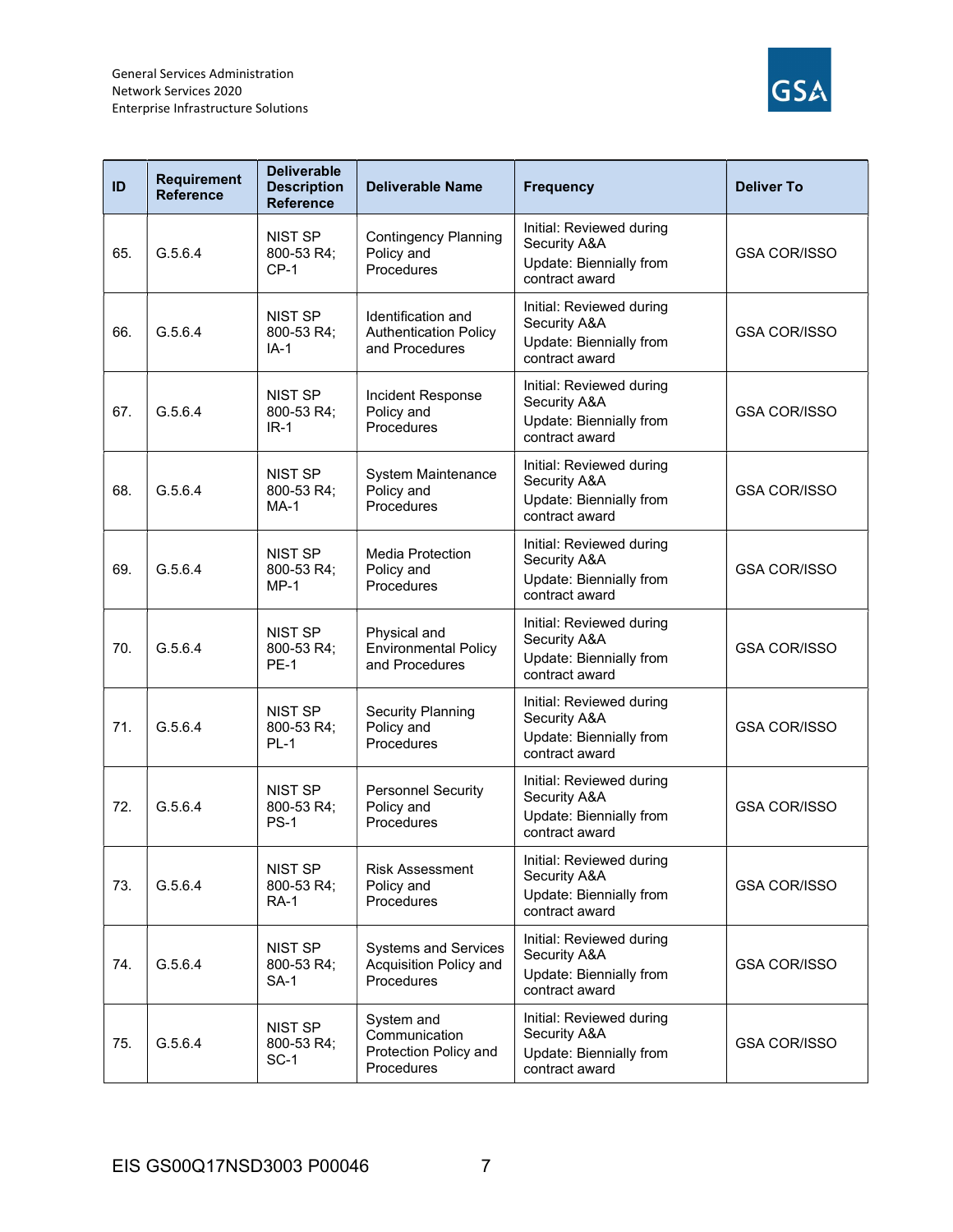| ID | Requirement Reference | Deliverable Description Reference | Deliverable Name | Frequency | Deliver To |
|---|---|---|---|---|---|
| 65. | G.5.6.4 | NIST SP 800-53 R4; CP-1 | Contingency Planning Policy and Procedures | Initial: Reviewed during Security A&A<br>Update: Biennially from contract award | GSA COR/ISSO |
| 66. | G.5.6.4 | NIST SP 800-53 R4; IA-1 | Identification and Authentication Policy and Procedures | Initial: Reviewed during Security A&A<br>Update: Biennially from contract award | GSA COR/ISSO |
| 67. | G.5.6.4 | NIST SP 800-53 R4; IR-1 | Incident Response Policy and Procedures | Initial: Reviewed during Security A&A<br>Update: Biennially from contract award | GSA COR/ISSO |
| 68. | G.5.6.4 | NIST SP 800-53 R4; MA-1 | System Maintenance Policy and Procedures | Initial: Reviewed during Security A&A<br>Update: Biennially from contract award | GSA COR/ISSO |
| 69. | G.5.6.4 | NIST SP 800-53 R4; MP-1 | Media Protection Policy and Procedures | Initial: Reviewed during Security A&A<br>Update: Biennially from contract award | GSA COR/ISSO |
| 70. | G.5.6.4 | NIST SP 800-53 R4; PE-1 | Physical and Environmental Policy and Procedures | Initial: Reviewed during Security A&A<br>Update: Biennially from contract award | GSA COR/ISSO |
| 71. | G.5.6.4 | NIST SP 800-53 R4; PL-1 | Security Planning Policy and Procedures | Initial: Reviewed during Security A&A<br>Update: Biennially from contract award | GSA COR/ISSO |
| 72. | G.5.6.4 | NIST SP 800-53 R4; PS-1 | Personnel Security Policy and Procedures | Initial: Reviewed during Security A&A<br>Update: Biennially from contract award | GSA COR/ISSO |
| 73. | G.5.6.4 | NIST SP 800-53 R4; RA-1 | Risk Assessment Policy and Procedures | Initial: Reviewed during Security A&A<br>Update: Biennially from contract award | GSA COR/ISSO |
| 74. | G.5.6.4 | NIST SP 800-53 R4; SA-1 | Systems and Services Acquisition Policy and Procedures | Initial: Reviewed during Security A&A<br>Update: Biennially from contract award | GSA COR/ISSO |
| 75. | G.5.6.4 | NIST SP 800-53 R4; SC-1 | System and Communication Protection Policy and Procedures | Initial: Reviewed during Security A&A<br>Update: Biennially from contract award | GSA COR/ISSO |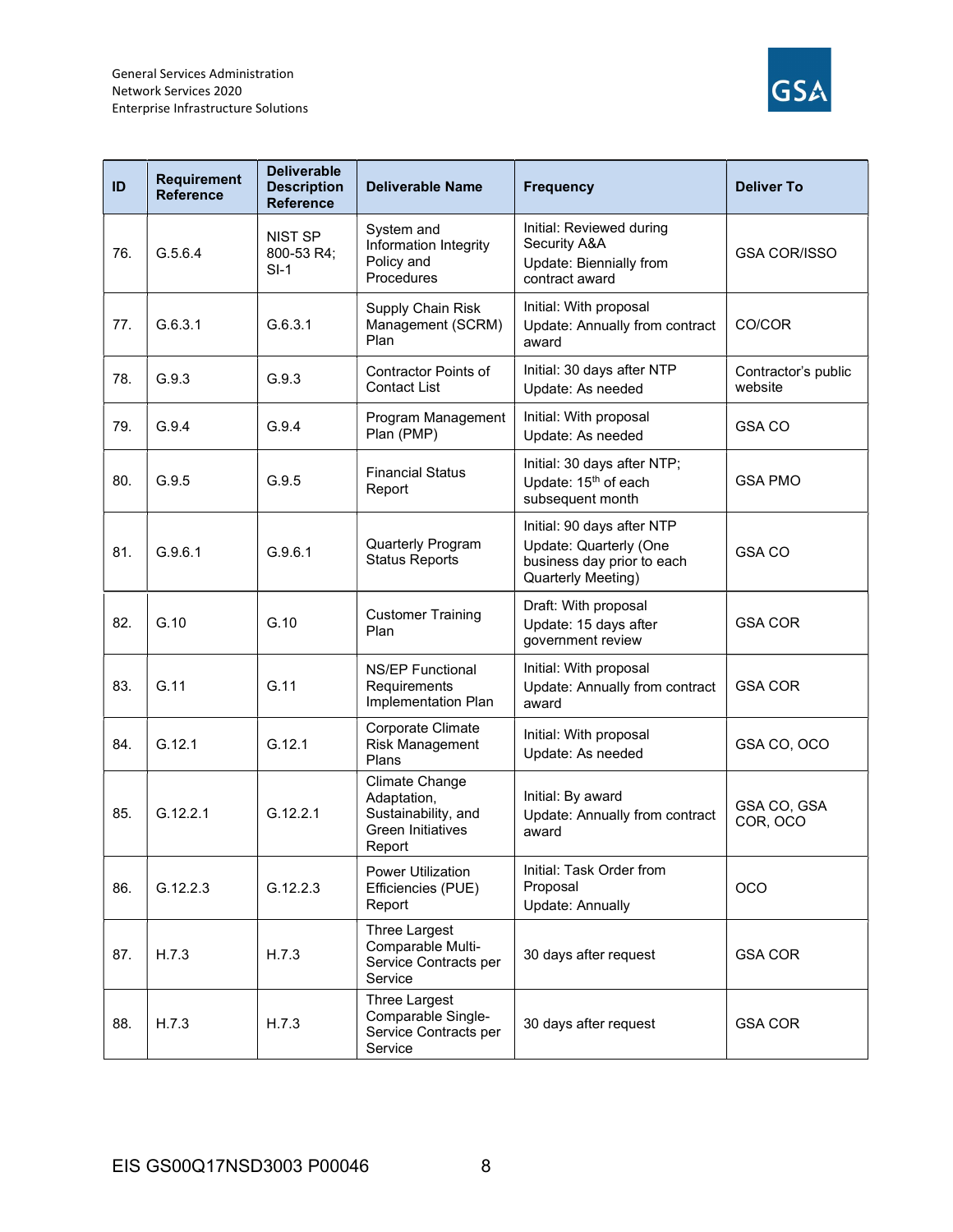| ID | Requirement Reference | Deliverable Description Reference | Deliverable Name | Frequency | Deliver To |
|---|---|---|---|---|---|
| 76. | G.5.6.4 | NIST SP 800-53 R4; SI-1 | System and Information Integrity Policy and Procedures | Initial: Reviewed during Security A&A<br>Update: Biennially from contract award | GSA COR/ISSO |
| 77. | G.6.3.1 | G.6.3.1 | Supply Chain Risk Management (SCRM) Plan | Initial: With proposal<br>Update: Annually from contract award | CO/COR |
| 78. | G.9.3 | G.9.3 | Contractor Points of Contact List | Initial: 30 days after NTP<br>Update: As needed | Contractor's public website |
| 79. | G.9.4 | G.9.4 | Program Management Plan (PMP) | Initial: With proposal<br>Update: As needed | GSA CO |
| 80. | G.9.5 | G.9.5 | Financial Status Report | Initial: 30 days after NTP;<br>Update: 15th of each subsequent month | GSA PMO |
| 81. | G.9.6.1 | G.9.6.1 | Quarterly Program Status Reports | Initial: 90 days after NTP<br>Update: Quarterly (One business day prior to each Quarterly Meeting) | GSA CO |
| 82. | G.10 | G.10 | Customer Training Plan | Draft: With proposal<br>Update: 15 days after government review | GSA COR |
| 83. | G.11 | G.11 | NS/EP Functional Requirements Implementation Plan | Initial: With proposal<br>Update: Annually from contract award | GSA COR |
| 84. | G.12.1 | G.12.1 | Corporate Climate Risk Management Plans | Initial: With proposal<br>Update: As needed | GSA CO, OCO |
| 85. | G.12.2.1 | G.12.2.1 | Climate Change Adaptation, Sustainability, and Green Initiatives Report | Initial: By award<br>Update: Annually from contract award | GSA CO, GSA COR, OCO |
| 86. | G.12.2.3 | G.12.2.3 | Power Utilization Efficiencies (PUE) Report | Initial: Task Order from Proposal<br>Update: Annually | OCO |
| 87. | H.7.3 | H.7.3 | Three Largest Comparable Multi-Service Contracts per Service | 30 days after request | GSA COR |
| 88. | H.7.3 | H.7.3 | Three Largest Comparable Single-Service Contracts per Service | 30 days after request | GSA COR |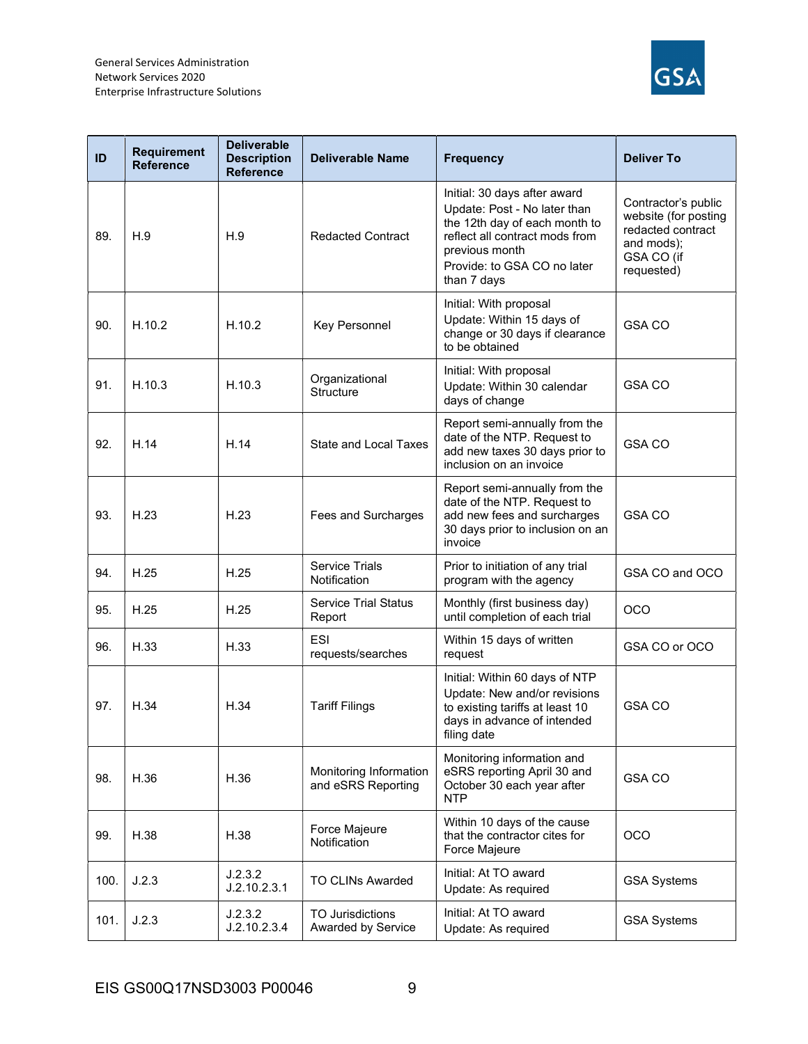| ID | Requirement Reference | Deliverable Description Reference | Deliverable Name | Frequency | Deliver To |
|---|---|---|---|---|---|
| 89. | H.9 | H.9 | Redacted Contract | Initial: 30 days after award<br>Update: Post - No later than the 12th day of each month to reflect all contract mods from previous month<br>Provide: to GSA CO no later than 7 days | Contractor's public website (for posting redacted contract and mods);<br>GSA CO (if requested) |
| 90. | H.10.2 | H.10.2 | Key Personnel | Initial: With proposal<br>Update: Within 15 days of change or 30 days if clearance to be obtained | GSA CO |
| 91. | H.10.3 | H.10.3 | Organizational Structure | Initial: With proposal<br>Update: Within 30 calendar days of change | GSA CO |
| 92. | H.14 | H.14 | State and Local Taxes | Report semi-annually from the date of the NTP. Request to add new taxes 30 days prior to inclusion on an invoice | GSA CO |
| 93. | H.23 | H.23 | Fees and Surcharges | Report semi-annually from the date of the NTP. Request to add new fees and surcharges 30 days prior to inclusion on an invoice | GSA CO |
| 94. | H.25 | H.25 | Service Trials Notification | Prior to initiation of any trial program with the agency | GSA CO and OCO |
| 95. | H.25 | H.25 | Service Trial Status Report | Monthly (first business day) until completion of each trial | OCO |
| 96. | H.33 | H.33 | ESI requests/searches | Within 15 days of written request | GSA CO or OCO |
| 97. | H.34 | H.34 | Tariff Filings | Initial: Within 60 days of NTP<br>Update: New and/or revisions to existing tariffs at least 10 days in advance of intended filing date | GSA CO |
| 98. | H.36 | H.36 | Monitoring Information and eSRS Reporting | Monitoring information and eSRS reporting April 30 and October 30 each year after NTP | GSA CO |
| 99. | H.38 | H.38 | Force Majeure Notification | Within 10 days of the cause that the contractor cites for Force Majeure | OCO |
| 100. | J.2.3 | J.2.3.2<br>J.2.10.2.3.1 | TO CLINs Awarded | Initial: At TO award<br>Update: As required | GSA Systems |
| 101. | J.2.3 | J.2.3.2<br>J.2.10.2.3.4 | TO Jurisdictions Awarded by Service | Initial: At TO award<br>Update: As required | GSA Systems |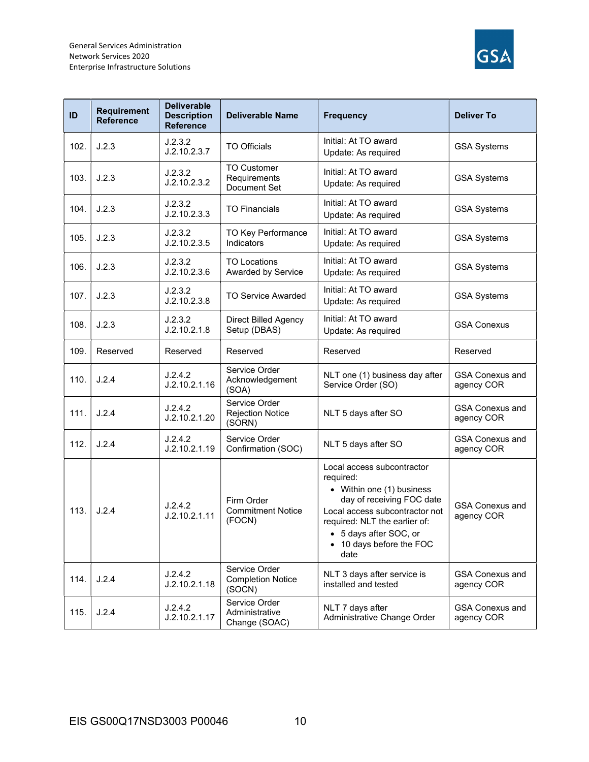| ID | Requirement Reference | Deliverable Description Reference | Deliverable Name | Frequency | Deliver To |
|---|---|---|---|---|---|
| 102. | J.2.3 | J.2.3.2<br>J.2.10.2.3.7 | TO Officials | Initial: At TO award<br>Update: As required | GSA Systems |
| 103. | J.2.3 | J.2.3.2<br>J.2.10.2.3.2 | TO Customer Requirements Document Set | Initial: At TO award<br>Update: As required | GSA Systems |
| 104. | J.2.3 | J.2.3.2<br>J.2.10.2.3.3 | TO Financials | Initial: At TO award<br>Update: As required | GSA Systems |
| 105. | J.2.3 | J.2.3.2<br>J.2.10.2.3.5 | TO Key Performance Indicators | Initial: At TO award<br>Update: As required | GSA Systems |
| 106. | J.2.3 | J.2.3.2<br>J.2.10.2.3.6 | TO Locations Awarded by Service | Initial: At TO award<br>Update: As required | GSA Systems |
| 107. | J.2.3 | J.2.3.2<br>J.2.10.2.3.8 | TO Service Awarded | Initial: At TO award<br>Update: As required | GSA Systems |
| 108. | J.2.3 | J.2.3.2<br>J.2.10.2.1.8 | Direct Billed Agency Setup (DBAS) | Initial: At TO award<br>Update: As required | GSA Conexus |
| 109. | Reserved | Reserved | Reserved | Reserved | Reserved |
| 110. | J.2.4 | J.2.4.2<br>J.2.10.2.1.16 | Service Order Acknowledgement (SOA) | NLT one (1) business day after Service Order (SO) | GSA Conexus and agency COR |
| 111. | J.2.4 | J.2.4.2<br>J.2.10.2.1.20 | Service Order Rejection Notice (SORN) | NLT 5 days after SO | GSA Conexus and agency COR |
| 112. | J.2.4 | J.2.4.2<br>J.2.10.2.1.19 | Service Order Confirmation (SOC) | NLT 5 days after SO | GSA Conexus and agency COR |
| 113. | J.2.4 | J.2.4.2<br>J.2.10.2.1.11 | Firm Order Commitment Notice (FOCN) | Local access subcontractor required:<br>• Within one (1) business day of receiving FOC date<br>Local access subcontractor not required: NLT the earlier of:<br>• 5 days after SOC, or<br>• 10 days before the FOC date | GSA Conexus and agency COR |
| 114. | J.2.4 | J.2.4.2<br>J.2.10.2.1.18 | Service Order Completion Notice (SOCN) | NLT 3 days after service is installed and tested | GSA Conexus and agency COR |
| 115. | J.2.4 | J.2.4.2<br>J.2.10.2.1.17 | Service Order Administrative Change (SOAC) | NLT 7 days after Administrative Change Order | GSA Conexus and agency COR |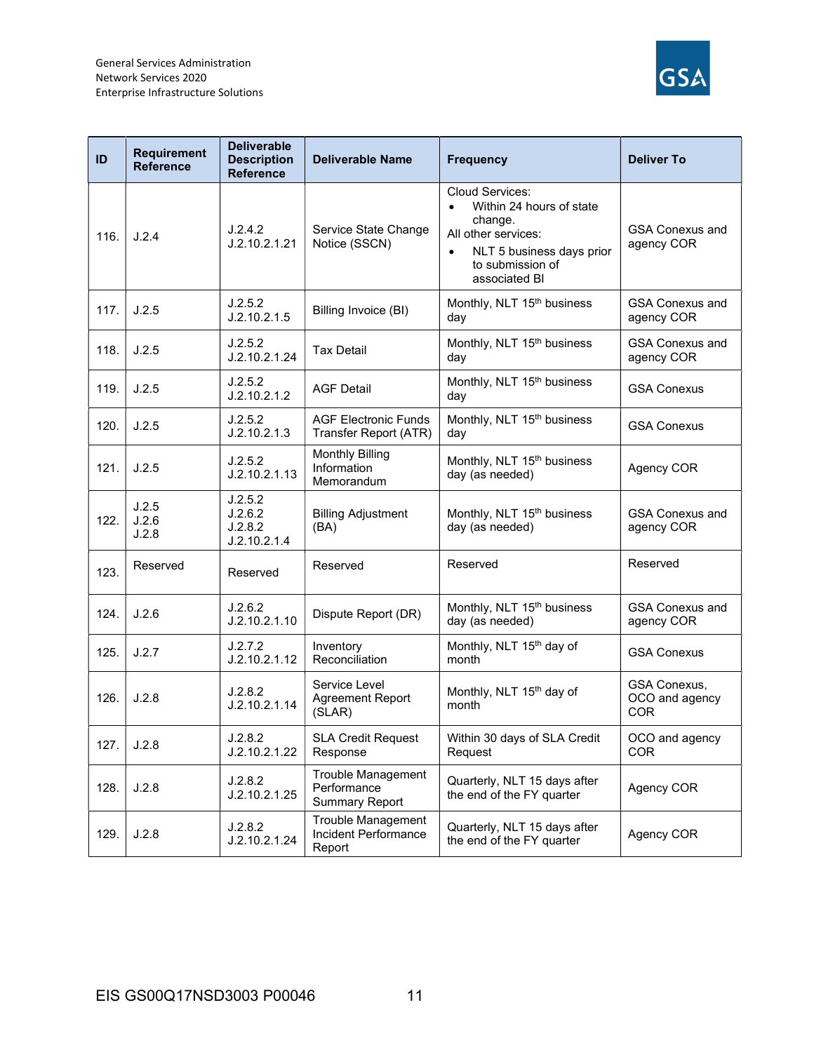| ID | Requirement Reference | Deliverable Description Reference | Deliverable Name | Frequency | Deliver To |
|---|---|---|---|---|---|
| 116. | J.2.4 | J.2.4.2<br>J.2.10.2.1.21 | Service State Change Notice (SSCN) | Cloud Services:<br>• Within 24 hours of state change.<br>All other services:<br>• NLT 5 business days prior to submission of associated BI | GSA Conexus and agency COR |
| 117. | J.2.5 | J.2.5.2<br>J.2.10.2.1.5 | Billing Invoice (BI) | Monthly, NLT 15th business day | GSA Conexus and agency COR |
| 118. | J.2.5 | J.2.5.2<br>J.2.10.2.1.24 | Tax Detail | Monthly, NLT 15th business day | GSA Conexus and agency COR |
| 119. | J.2.5 | J.2.5.2<br>J.2.10.2.1.2 | AGF Detail | Monthly, NLT 15th business day | GSA Conexus |
| 120. | J.2.5 | J.2.5.2<br>J.2.10.2.1.3 | AGF Electronic Funds Transfer Report (ATR) | Monthly, NLT 15th business day | GSA Conexus |
| 121. | J.2.5 | J.2.5.2<br>J.2.10.2.1.13 | Monthly Billing Information Memorandum | Monthly, NLT 15th business day (as needed) | Agency COR |
| 122. | J.2.5<br>J.2.6<br>J.2.8 | J.2.5.2<br>J.2.6.2<br>J.2.8.2<br>J.2.10.2.1.4 | Billing Adjustment (BA) | Monthly, NLT 15th business day (as needed) | GSA Conexus and agency COR |
| 123. | Reserved | Reserved | Reserved | Reserved | Reserved |
| 124. | J.2.6 | J.2.6.2<br>J.2.10.2.1.10 | Dispute Report (DR) | Monthly, NLT 15th business day (as needed) | GSA Conexus and agency COR |
| 125. | J.2.7 | J.2.7.2<br>J.2.10.2.1.12 | Inventory Reconciliation | Monthly, NLT 15th day of month | GSA Conexus |
| 126. | J.2.8 | J.2.8.2<br>J.2.10.2.1.14 | Service Level Agreement Report (SLAR) | Monthly, NLT 15th day of month | GSA Conexus, OCO and agency COR |
| 127. | J.2.8 | J.2.8.2<br>J.2.10.2.1.22 | SLA Credit Request Response | Within 30 days of SLA Credit Request | OCO and agency COR |
| 128. | J.2.8 | J.2.8.2<br>J.2.10.2.1.25 | Trouble Management Performance Summary Report | Quarterly, NLT 15 days after the end of the FY quarter | Agency COR |
| 129. | J.2.8 | J.2.8.2<br>J.2.10.2.1.24 | Trouble Management Incident Performance Report | Quarterly, NLT 15 days after the end of the FY quarter | Agency COR |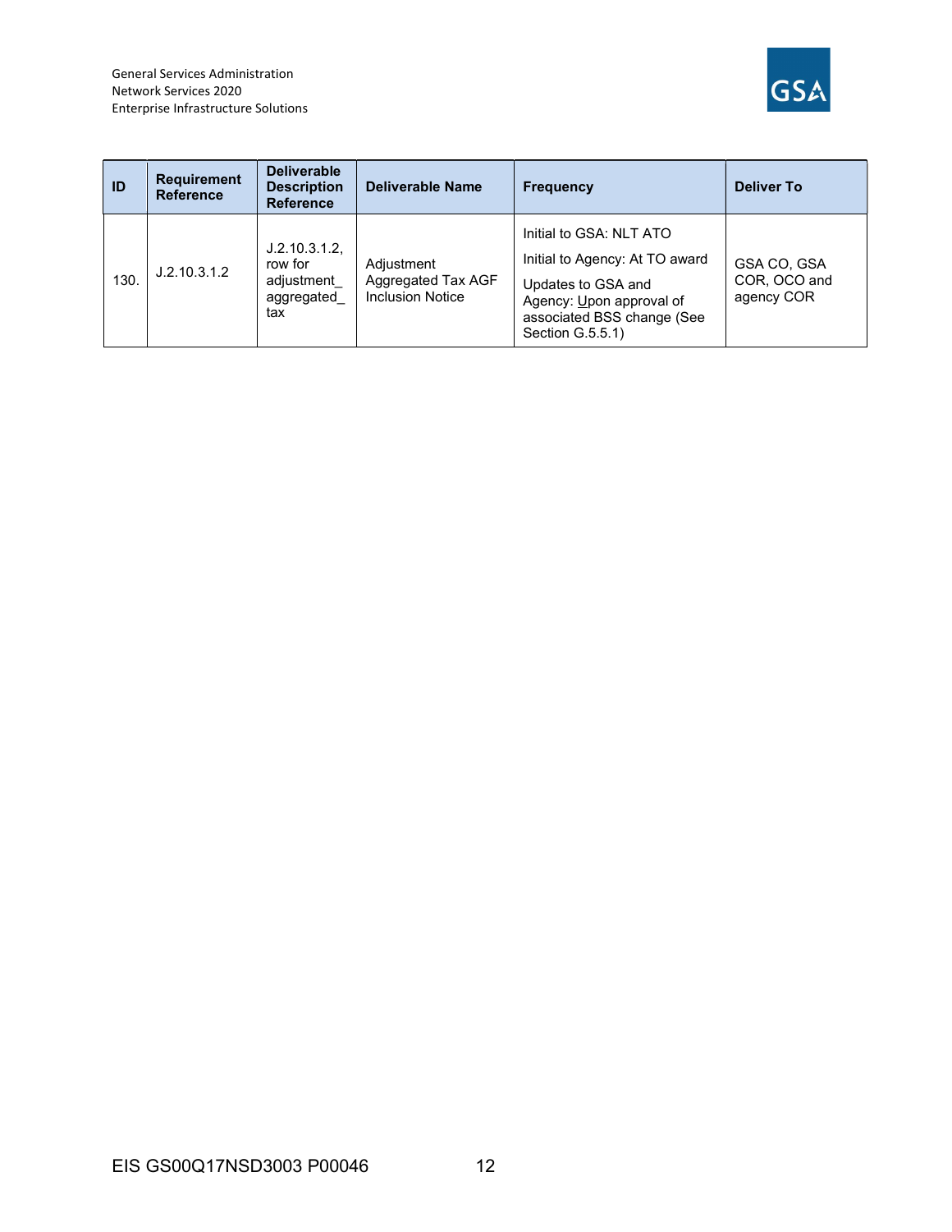| ID | Requirement Reference | Deliverable Description Reference | Deliverable Name | Frequency | Deliver To |
|---|---|---|---|---|---|
| 130. | J.2.10.3.1.2 | J.2.10.3.1.2, row for adjustment_aggregated_tax | Adjustment Aggregated Tax AGF Inclusion Notice | Initial to GSA: NLT ATO<br>Initial to Agency: At TO award<br>Updates to GSA and Agency: Upon approval of associated BSS change (See Section G.5.5.1) | GSA CO, GSA COR, OCO and agency COR |